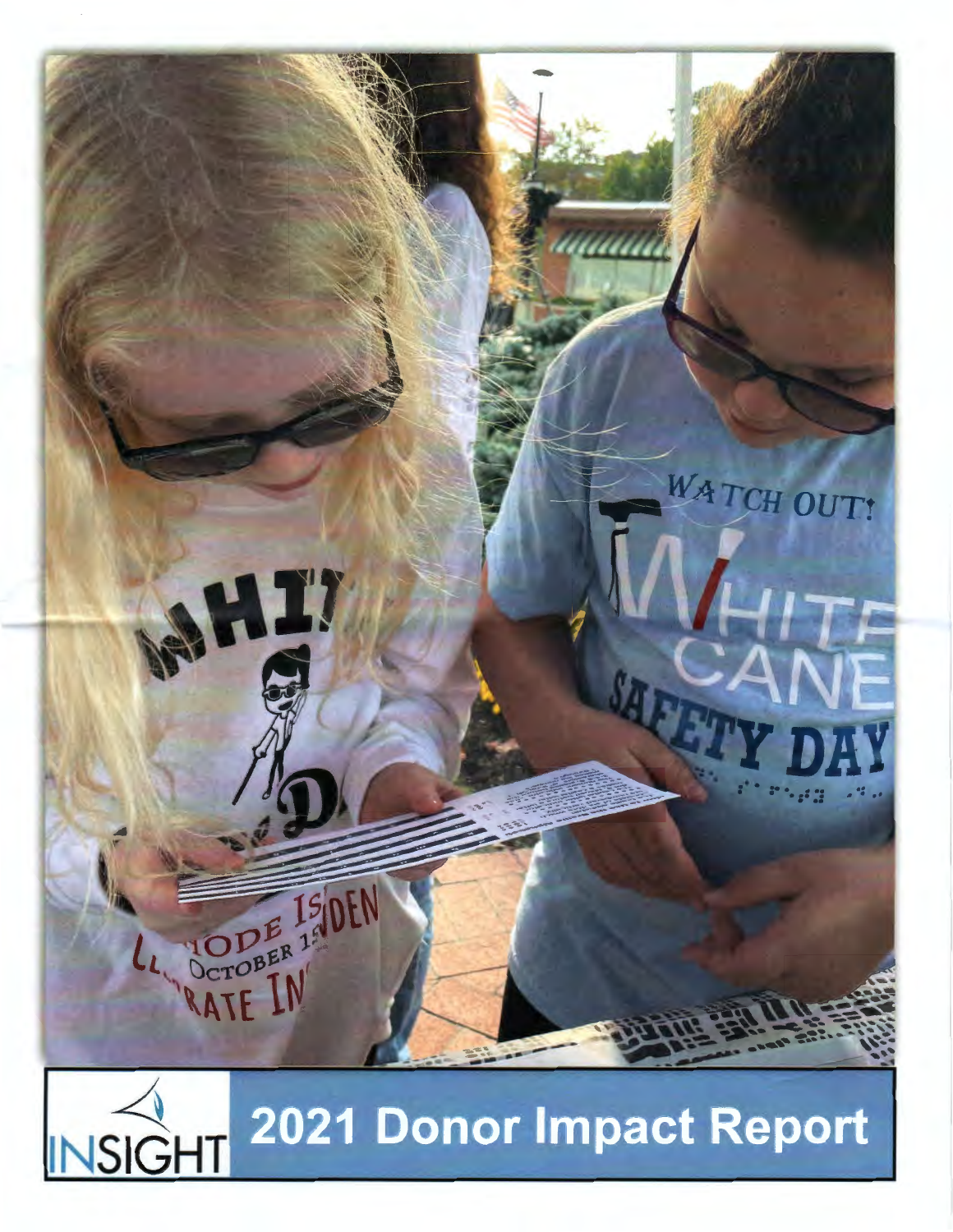INSIGHT

# 2021 Donor Impact Report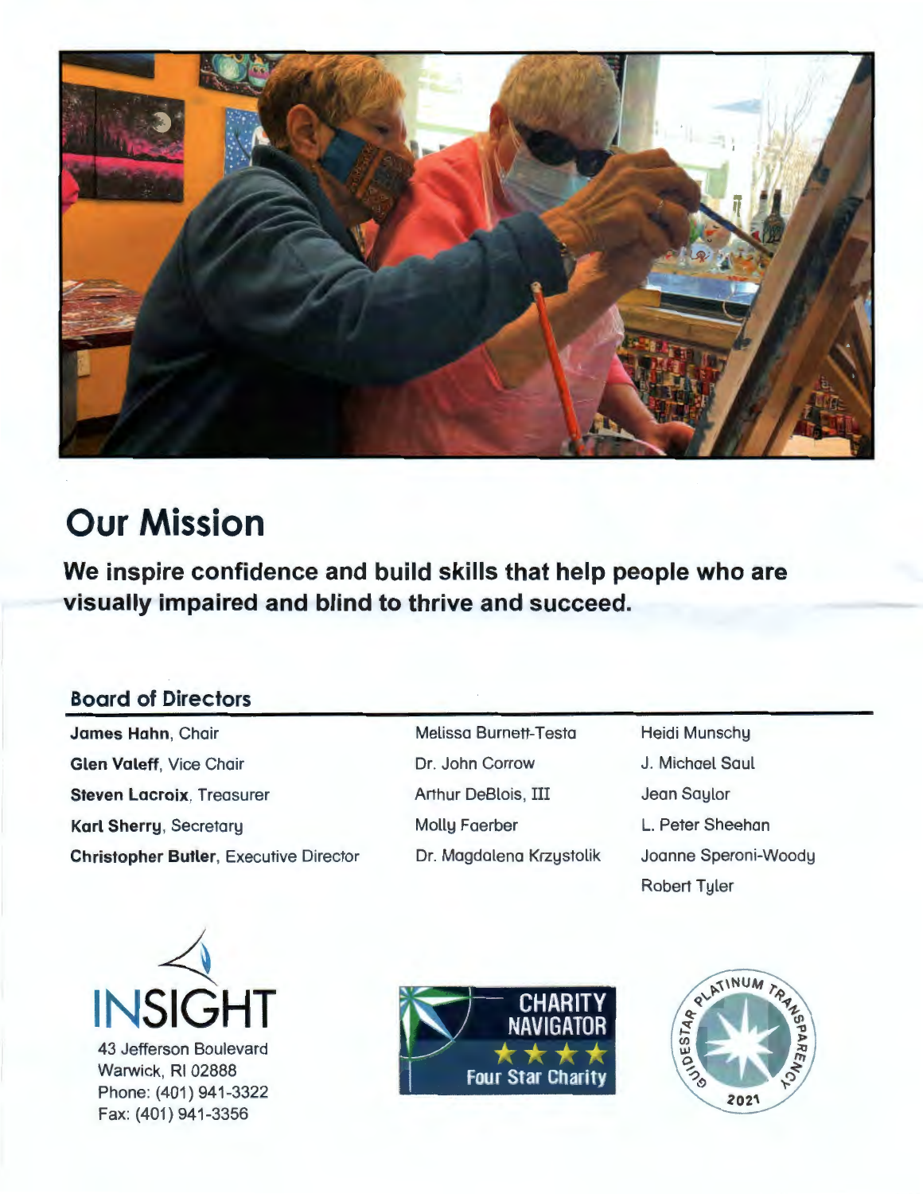# Our Mission

**We inspire confidence and build skills that help people who are visually impaired and blind to thrive and succeed.**

## Board of Directors

**James Hahn**, Chair
**Glen Valeff**, Vice Chair
**Steven Lacroix**, Treasurer
**Karl Sherry**, Secretary
**Christopher Butler**, Executive Director

Melissa Burnett-Testa
Dr. John Corrow
Arthur DeBlois, III
Molly Faerber
Dr. Magdalena Krzystolik

Heidi Munschy
J. Michael Saul
Jean Saylor
L. Peter Sheehan
Joanne Speroni-Woody
Robert Tyler

INSIGHT
43 Jefferson Boulevard
Warwick, RI 02888
Phone: (401) 941-3322
Fax: (401) 941-3356

CHARITY NAVIGATOR ★★★★ Four Star Charity

GUIDESTAR PLATINUM TRANSPARENCY 2021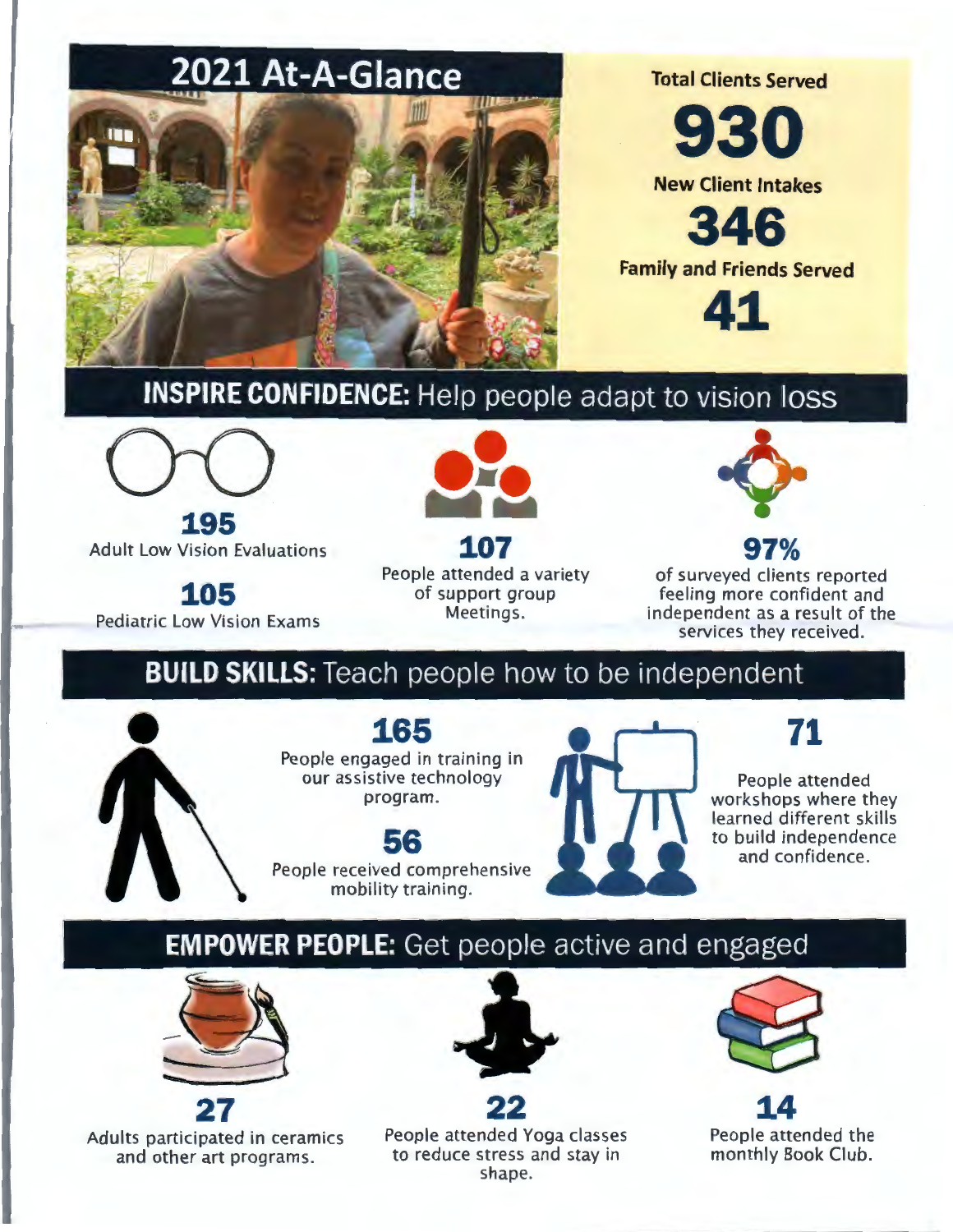# 2021 At-A-Glance

**Total Clients Served**

**930**

**New Client Intakes**

**346**

**Family and Friends Served**

**41**

## INSPIRE CONFIDENCE: Help people adapt to vision loss

**195**
Adult Low Vision Evaluations

**105**
Pediatric Low Vision Exams

**107**
People attended a variety of support group Meetings.

**97%**
of surveyed clients reported feeling more confident and independent as a result of the services they received.

## BUILD SKILLS: Teach people how to be independent

**165**
People engaged in training in our assistive technology program.

**56**
People received comprehensive mobility training.

**71**
People attended workshops where they learned different skills to build independence and confidence.

## EMPOWER PEOPLE: Get people active and engaged

**27**
Adults participated in ceramics and other art programs.

**22**
People attended Yoga classes to reduce stress and stay in shape.

**14**
People attended the monthly Book Club.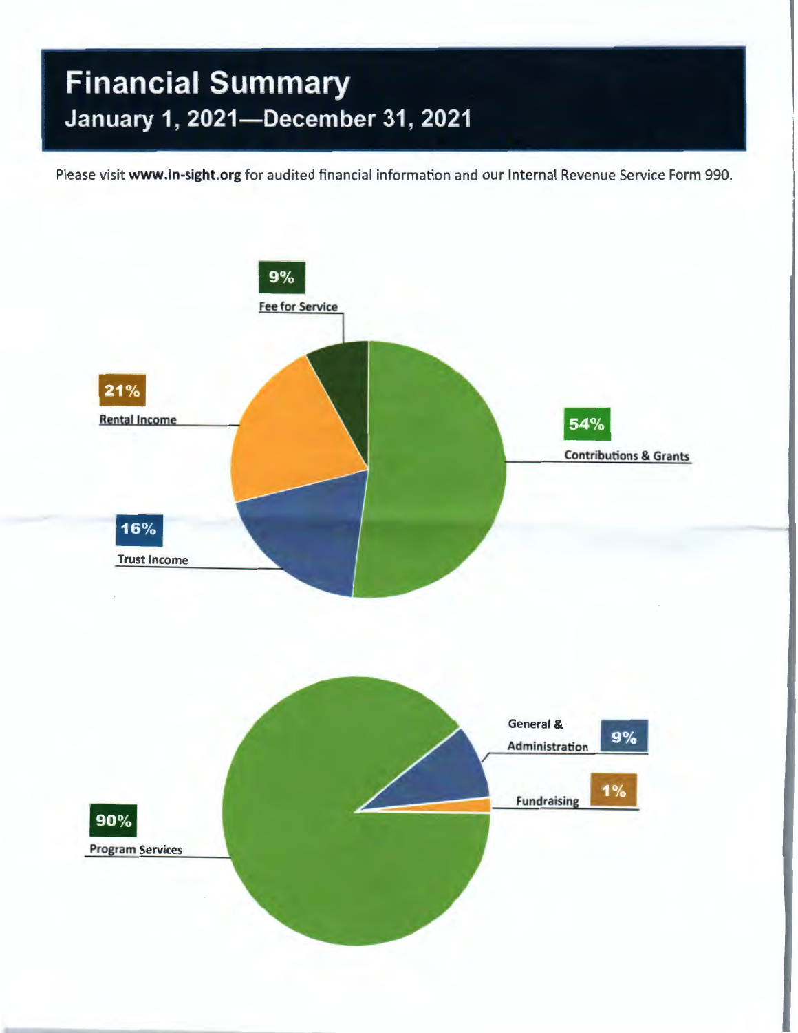# Financial Summary

## January 1, 2021—December 31, 2021

Please visit **www.in-sight.org** for audited financial information and our Internal Revenue Service Form 990.

9%

Fee for Service

21%

Rental Income

54%

Contributions & Grants

16%

Trust Income

General & Administration

9%

1%

Fundraising

90%

Program Services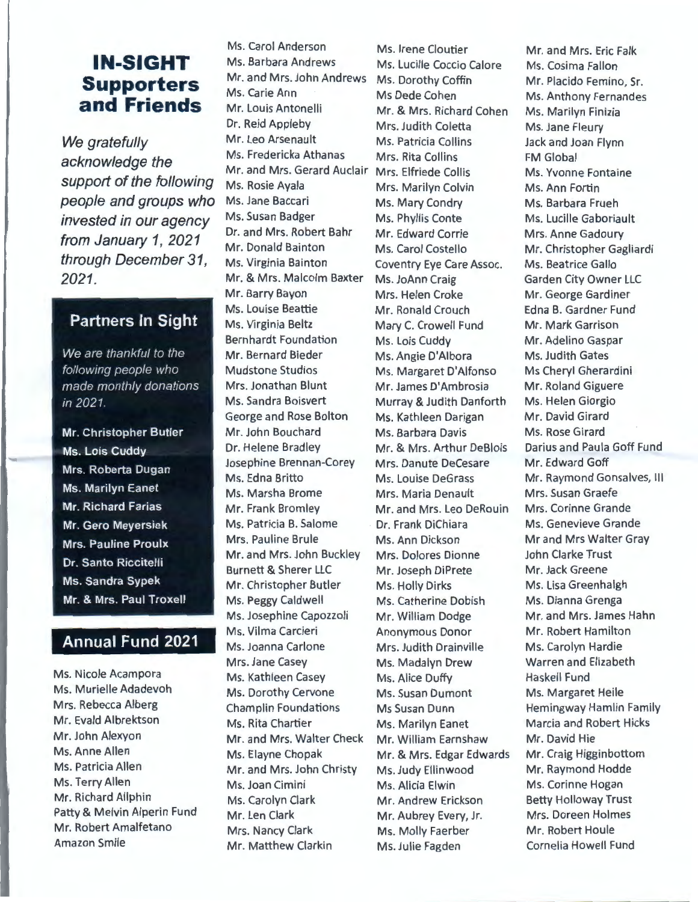# IN-SIGHT Supporters and Friends

*We gratefully acknowledge the support of the following people and groups who invested in our agency from January 1, 2021 through December 31, 2021.*

## Partners In Sight

*We are thankful to the following people who made monthly donations in 2021.*

**Mr. Christopher Butler**
**Ms. Lois Cuddy**
**Mrs. Roberta Dugan**
**Ms. Marilyn Eanet**
**Mr. Richard Farias**
**Mr. Gero Meyersiek**
**Mrs. Pauline Proulx**
**Dr. Santo Riccitelli**
**Ms. Sandra Sypek**
**Mr. & Mrs. Paul Troxell**

## Annual Fund 2021

Ms. Nicole Acampora
Ms. Murielle Adadevoh
Mrs. Rebecca Alberg
Mr. Evald Albrektson
Mr. John Alexyon
Ms. Anne Allen
Ms. Patricia Allen
Ms. Terry Allen
Mr. Richard Allphin
Patty & Melvin Alperin Fund
Mr. Robert Amalfetano
Amazon Smile
Ms. Carol Anderson
Ms. Barbara Andrews
Mr. and Mrs. John Andrews
Ms. Carie Ann
Mr. Louis Antonelli
Dr. Reid Appleby
Mr. Leo Arsenault
Ms. Fredericka Athanas
Mr. and Mrs. Gerard Auclair
Ms. Rosie Ayala
Ms. Jane Baccari
Ms. Susan Badger
Dr. and Mrs. Robert Bahr
Mr. Donald Bainton
Ms. Virginia Bainton
Mr. & Mrs. Malcolm Baxter
Mr. Barry Bayon
Ms. Louise Beattie
Ms. Virginia Beltz
Bernhardt Foundation
Mr. Bernard Bieder
Mudstone Studios
Mrs. Jonathan Blunt
Ms. Sandra Boisvert
George and Rose Bolton
Mr. John Bouchard
Dr. Helene Bradley
Josephine Brennan-Corey
Ms. Edna Britto
Ms. Marsha Brome
Mr. Frank Bromley
Ms. Patricia B. Salome
Mrs. Pauline Brule
Mr. and Mrs. John Buckley
Burnett & Sherer LLC
Mr. Christopher Butler
Ms. Peggy Caldwell
Ms. Josephine Capozzoli
Ms. Vilma Carcieri
Ms. Joanna Carlone
Mrs. Jane Casey
Ms. Kathleen Casey
Ms. Dorothy Cervone
Champlin Foundations
Ms. Rita Chartier
Mr. and Mrs. Walter Check
Ms. Elayne Chopak
Mr. and Mrs. John Christy
Ms. Joan Cimini
Ms. Carolyn Clark
Mr. Len Clark
Mrs. Nancy Clark
Mr. Matthew Clarkin
Ms. Irene Cloutier
Ms. Lucille Coccio Calore
Ms. Dorothy Coffin
Ms Dede Cohen
Mr. & Mrs. Richard Cohen
Mrs. Judith Coletta
Ms. Patricia Collins
Mrs. Rita Collins
Mrs. Elfriede Collis
Mrs. Marilyn Colvin
Ms. Mary Condry
Ms. Phyllis Conte
Mr. Edward Corrie
Ms. Carol Costello
Coventry Eye Care Assoc.
Ms. JoAnn Craig
Mrs. Helen Croke
Mr. Ronald Crouch
Mary C. Crowell Fund
Ms. Lois Cuddy
Ms. Angie D'Albora
Ms. Margaret D'Alfonso
Mr. James D'Ambrosia
Murray & Judith Danforth
Ms. Kathleen Darigan
Ms. Barbara Davis
Mr. & Mrs. Arthur DeBlois
Mrs. Danute DeCesare
Ms. Louise DeGrass
Mrs. Maria Denault
Mr. and Mrs. Leo DeRouin
Dr. Frank DiChiara
Ms. Ann Dickson
Mrs. Dolores Dionne
Mr. Joseph DiPrete
Ms. Holly Dirks
Ms. Catherine Dobish
Mr. William Dodge
Anonymous Donor
Mrs. Judith Drainville
Ms. Madalyn Drew
Ms. Alice Duffy
Ms. Susan Dumont
Ms Susan Dunn
Ms. Marilyn Eanet
Mr. William Earnshaw
Mr. & Mrs. Edgar Edwards
Ms. Judy Ellinwood
Ms. Alicia Elwin
Mr. Andrew Erickson
Mr. Aubrey Every, Jr.
Ms. Molly Faerber
Ms. Julie Fagden
Mr. and Mrs. Eric Falk
Ms. Cosima Fallon
Mr. Placido Femino, Sr.
Ms. Anthony Fernandes
Ms. Marilyn Finizia
Ms. Jane Fleury
Jack and Joan Flynn
FM Global
Ms. Yvonne Fontaine
Ms. Ann Fortin
Ms. Barbara Frueh
Ms. Lucille Gaboriault
Mrs. Anne Gadoury
Mr. Christopher Gagliardi
Ms. Beatrice Gallo
Garden City Owner LLC
Mr. George Gardiner
Edna B. Gardner Fund
Mr. Mark Garrison
Mr. Adelino Gaspar
Ms. Judith Gates
Ms Cheryl Gherardini
Mr. Roland Giguere
Ms. Helen Giorgio
Mr. David Girard
Ms. Rose Girard
Darius and Paula Goff Fund
Mr. Edward Goff
Mr. Raymond Gonsalves, III
Mrs. Susan Graefe
Mrs. Corinne Grande
Ms. Genevieve Grande
Mr and Mrs Walter Gray
John Clarke Trust
Mr. Jack Greene
Ms. Lisa Greenhalgh
Ms. Dianna Grenga
Mr. and Mrs. James Hahn
Mr. Robert Hamilton
Ms. Carolyn Hardie
Warren and Elizabeth Haskell Fund
Ms. Margaret Heile
Hemingway Hamlin Family
Marcia and Robert Hicks
Mr. David Hie
Mr. Craig Higginbottom
Mr. Raymond Hodde
Ms. Corinne Hogan
Betty Holloway Trust
Mrs. Doreen Holmes
Mr. Robert Houle
Cornelia Howell Fund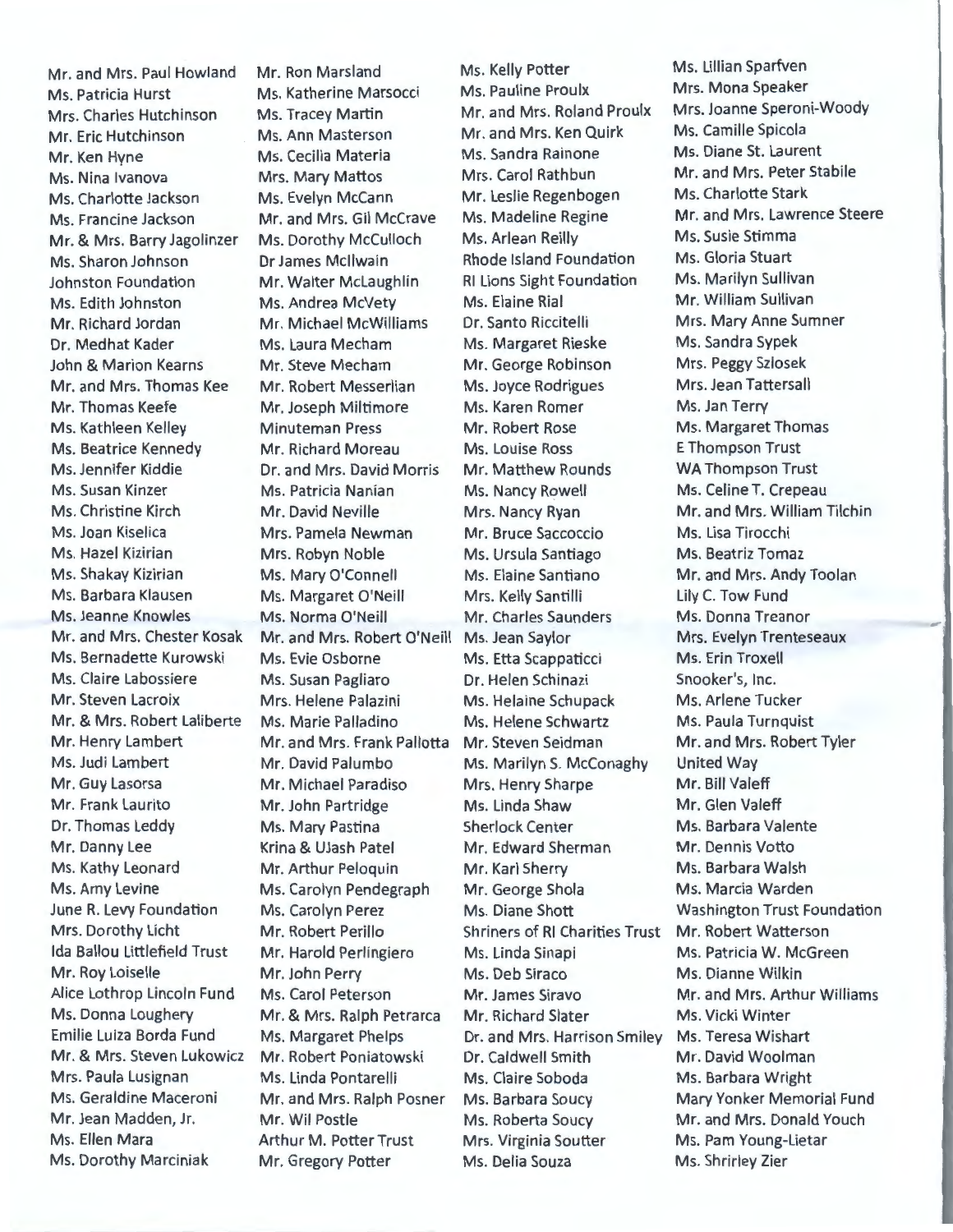Mr. and Mrs. Paul Howland
Ms. Patricia Hurst
Mrs. Charles Hutchinson
Mr. Eric Hutchinson
Mr. Ken Hyne
Ms. Nina Ivanova
Ms. Charlotte Jackson
Ms. Francine Jackson
Mr. & Mrs. Barry Jagolinzer
Ms. Sharon Johnson
Johnston Foundation
Ms. Edith Johnston
Mr. Richard Jordan
Dr. Medhat Kader
John & Marion Kearns
Mr. and Mrs. Thomas Kee
Mr. Thomas Keefe
Ms. Kathleen Kelley
Ms. Beatrice Kennedy
Ms. Jennifer Kiddie
Ms. Susan Kinzer
Ms. Christine Kirch
Ms. Joan Kiselica
Ms. Hazel Kizirian
Ms. Shakay Kizirian
Ms. Barbara Klausen
Ms. Jeanne Knowles
Mr. and Mrs. Chester Kosak
Ms. Bernadette Kurowski
Ms. Claire Labossiere
Mr. Steven Lacroix
Mr. & Mrs. Robert Laliberte
Mr. Henry Lambert
Ms. Judi Lambert
Mr. Guy Lasorsa
Mr. Frank Laurito
Dr. Thomas Leddy
Mr. Danny Lee
Ms. Kathy Leonard
Ms. Amy Levine
June R. Levy Foundation
Mrs. Dorothy Licht
Ida Ballou Littlefield Trust
Mr. Roy Loiselle
Alice Lothrop Lincoln Fund
Ms. Donna Loughery
Emilie Luiza Borda Fund
Mr. & Mrs. Steven Lukowicz
Mrs. Paula Lusignan
Ms. Geraldine Maceroni
Mr. Jean Madden, Jr.
Ms. Ellen Mara
Ms. Dorothy Marciniak

Mr. Ron Marsland
Ms. Katherine Marsocci
Ms. Tracey Martin
Ms. Ann Masterson
Ms. Cecilia Materia
Mrs. Mary Mattos
Ms. Evelyn McCann
Mr. and Mrs. Gil McCrave
Ms. Dorothy McCulloch
Dr James McIlwain
Mr. Walter McLaughlin
Ms. Andrea McVety
Mr. Michael McWilliams
Ms. Laura Mecham
Mr. Steve Mecham
Mr. Robert Messerlian
Mr. Joseph Miltimore
Minuteman Press
Mr. Richard Moreau
Dr. and Mrs. David Morris
Ms. Patricia Nanian
Mr. David Neville
Mrs. Pamela Newman
Mrs. Robyn Noble
Ms. Mary O'Connell
Ms. Margaret O'Neill
Ms. Norma O'Neill
Mr. and Mrs. Robert O'Neill
Ms. Evie Osborne
Ms. Susan Pagliaro
Mrs. Helene Palazini
Ms. Marie Palladino
Mr. and Mrs. Frank Pallotta
Mr. David Palumbo
Mr. Michael Paradiso
Mr. John Partridge
Ms. Mary Pastina
Krina & Ujash Patel
Mr. Arthur Peloquin
Ms. Carolyn Pendegraph
Ms. Carolyn Perez
Mr. Robert Perillo
Mr. Harold Perlingiero
Mr. John Perry
Ms. Carol Peterson
Mr. & Mrs. Ralph Petrarca
Ms. Margaret Phelps
Mr. Robert Poniatowski
Ms. Linda Pontarelli
Mr. and Mrs. Ralph Posner
Mr. Wil Postle
Arthur M. Potter Trust
Mr. Gregory Potter

Ms. Kelly Potter
Ms. Pauline Proulx
Mr. and Mrs. Roland Proulx
Mr. and Mrs. Ken Quirk
Ms. Sandra Rainone
Mrs. Carol Rathbun
Mr. Leslie Regenbogen
Ms. Madeline Regine
Ms. Arlean Reilly
Rhode Island Foundation
RI Lions Sight Foundation
Ms. Elaine Rial
Dr. Santo Riccitelli
Ms. Margaret Rieske
Mr. George Robinson
Ms. Joyce Rodrigues
Ms. Karen Romer
Mr. Robert Rose
Ms. Louise Ross
Mr. Matthew Rounds
Ms. Nancy Rowell
Mrs. Nancy Ryan
Mr. Bruce Saccoccio
Ms. Ursula Santiago
Ms. Elaine Santiano
Mrs. Kelly Santilli
Mr. Charles Saunders
Ms. Jean Saylor
Ms. Etta Scappaticci
Dr. Helen Schinazi
Ms. Helaine Schupack
Ms. Helene Schwartz
Mr. Steven Seidman
Ms. Marilyn S. McConaghy
Mrs. Henry Sharpe
Ms. Linda Shaw
Sherlock Center
Mr. Edward Sherman
Mr. Karl Sherry
Mr. George Shola
Ms. Diane Shott
Shriners of RI Charities Trust
Ms. Linda Sinapi
Ms. Deb Siraco
Mr. James Siravo
Mr. Richard Slater
Dr. and Mrs. Harrison Smiley
Dr. Caldwell Smith
Ms. Claire Soboda
Ms. Barbara Soucy
Ms. Roberta Soucy
Mrs. Virginia Soutter
Ms. Delia Souza

Ms. Lillian Sparfven
Mrs. Mona Speaker
Mrs. Joanne Speroni-Woody
Ms. Camille Spicola
Ms. Diane St. Laurent
Mr. and Mrs. Peter Stabile
Ms. Charlotte Stark
Mr. and Mrs. Lawrence Steere
Ms. Susie Stimma
Ms. Gloria Stuart
Ms. Marilyn Sullivan
Mr. William Sullivan
Mrs. Mary Anne Sumner
Ms. Sandra Sypek
Mrs. Peggy Szlosek
Mrs. Jean Tattersall
Ms. Jan Terry
Ms. Margaret Thomas
E Thompson Trust
WA Thompson Trust
Ms. Celine T. Crepeau
Mr. and Mrs. William Tilchin
Ms. Lisa Tirocchi
Ms. Beatriz Tomaz
Mr. and Mrs. Andy Toolan
Lily C. Tow Fund
Ms. Donna Treanor
Mrs. Evelyn Trenteseaux
Ms. Erin Troxell
Snooker's, Inc.
Ms. Arlene Tucker
Ms. Paula Turnquist
Mr. and Mrs. Robert Tyler
United Way
Mr. Bill Valeff
Mr. Glen Valeff
Ms. Barbara Valente
Mr. Dennis Votto
Ms. Barbara Walsh
Ms. Marcia Warden
Washington Trust Foundation
Mr. Robert Watterson
Ms. Patricia W. McGreen
Ms. Dianne Wilkin
Mr. and Mrs. Arthur Williams
Ms. Vicki Winter
Ms. Teresa Wishart
Mr. David Woolman
Ms. Barbara Wright
Mary Yonker Memorial Fund
Mr. and Mrs. Donald Youch
Ms. Pam Young-Lietar
Ms. Shrirley Zier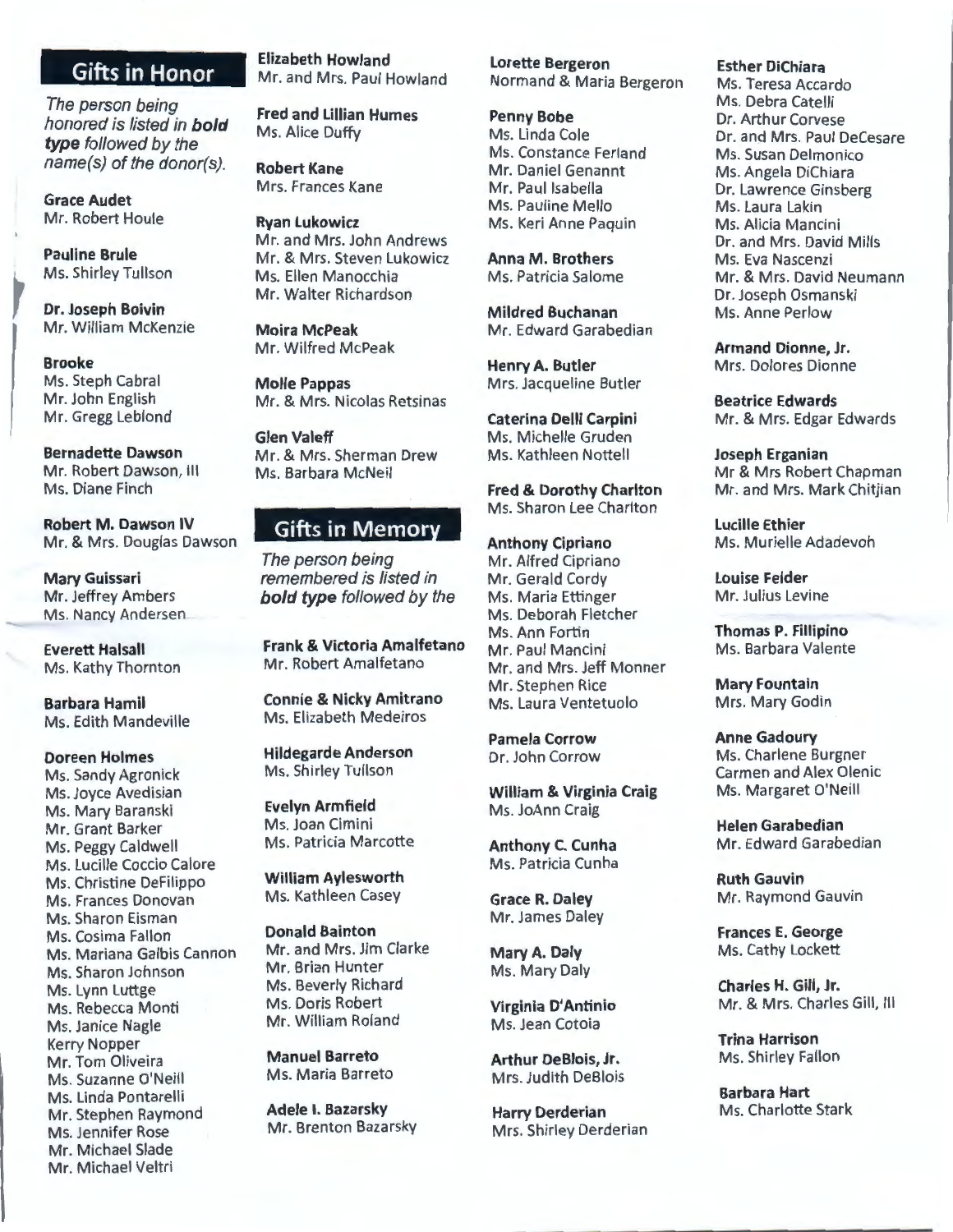## Gifts in Honor

*The person being honored is listed in **bold type** followed by the name(s) of the donor(s).*

**Grace Audet**
Mr. Robert Houle

**Pauline Brule**
Ms. Shirley Tullson

**Dr. Joseph Boivin**
Mr. William McKenzie

**Brooke**
Ms. Steph Cabral
Mr. John English
Mr. Gregg Leblond

**Bernadette Dawson**
Mr. Robert Dawson, III
Ms. Diane Finch

**Robert M. Dawson IV**
Mr. & Mrs. Douglas Dawson

**Mary Guissari**
Mr. Jeffrey Ambers
Ms. Nancy Andersen

**Everett Halsall**
Ms. Kathy Thornton

**Barbara Hamil**
Ms. Edith Mandeville

**Doreen Holmes**
Ms. Sandy Agronick
Ms. Joyce Avedisian
Ms. Mary Baranski
Mr. Grant Barker
Ms. Peggy Caldwell
Ms. Lucille Coccio Calore
Ms. Christine DeFilippo
Ms. Frances Donovan
Ms. Sharon Eisman
Ms. Cosima Fallon
Ms. Mariana Galbis Cannon
Ms. Sharon Johnson
Ms. Lynn Luttge
Ms. Rebecca Monti
Ms. Janice Nagle
Kerry Nopper
Mr. Tom Oliveira
Ms. Suzanne O'Neill
Ms. Linda Pontarelli
Mr. Stephen Raymond
Ms. Jennifer Rose
Mr. Michael Slade
Mr. Michael Veltri

**Elizabeth Howland**
Mr. and Mrs. Paul Howland

**Fred and Lillian Humes**
Ms. Alice Duffy

**Robert Kane**
Mrs. Frances Kane

**Ryan Lukowicz**
Mr. and Mrs. John Andrews
Mr. & Mrs. Steven Lukowicz
Ms. Ellen Manocchia
Mr. Walter Richardson

**Moira McPeak**
Mr. Wilfred McPeak

**Molle Pappas**
Mr. & Mrs. Nicolas Retsinas

**Glen Valeff**
Mr. & Mrs. Sherman Drew
Ms. Barbara McNeil

## Gifts in Memory

*The person being remembered is listed in **bold type** followed by the*

**Frank & Victoria Amalfetano**
Mr. Robert Amalfetano

**Connie & Nicky Amitrano**
Ms. Elizabeth Medeiros

**Hildegarde Anderson**
Ms. Shirley Tullson

**Evelyn Armfield**
Ms. Joan Cimini
Ms. Patricia Marcotte

**William Aylesworth**
Ms. Kathleen Casey

**Donald Bainton**
Mr. and Mrs. Jim Clarke
Mr. Brian Hunter
Ms. Beverly Richard
Ms. Doris Robert
Mr. William Roland

**Manuel Barreto**
Ms. Maria Barreto

**Adele I. Bazarsky**
Mr. Brenton Bazarsky

**Lorette Bergeron**
Normand & Maria Bergeron

**Penny Bobe**
Ms. Linda Cole
Ms. Constance Ferland
Mr. Daniel Genannt
Mr. Paul Isabella
Ms. Pauline Mello
Ms. Keri Anne Paquin

**Anna M. Brothers**
Ms. Patricia Salome

**Mildred Buchanan**
Mr. Edward Garabedian

**Henry A. Butler**
Mrs. Jacqueline Butler

**Caterina Delli Carpini**
Ms. Michelle Gruden
Ms. Kathleen Nottell

**Fred & Dorothy Charlton**
Ms. Sharon Lee Charlton

**Anthony Cipriano**
Mr. Alfred Cipriano
Mr. Gerald Cordy
Ms. Maria Ettinger
Ms. Deborah Fletcher
Ms. Ann Fortin
Mr. Paul Mancini
Mr. and Mrs. Jeff Monner
Mr. Stephen Rice
Ms. Laura Ventetuolo

**Pamela Corrow**
Dr. John Corrow

**William & Virginia Craig**
Ms. JoAnn Craig

**Anthony C. Cunha**
Ms. Patricia Cunha

**Grace R. Daley**
Mr. James Daley

**Mary A. Daly**
Ms. Mary Daly

**Virginia D'Antinio**
Ms. Jean Cotoia

**Arthur DeBlois, Jr.**
Mrs. Judith DeBlois

**Harry Derderian**
Mrs. Shirley Derderian

**Esther DiChiara**
Ms. Teresa Accardo
Ms. Debra Catelli
Dr. Arthur Corvese
Dr. and Mrs. Paul DeCesare
Ms. Susan Delmonico
Ms. Angela DiChiara
Dr. Lawrence Ginsberg
Ms. Laura Lakin
Ms. Alicia Mancini
Dr. and Mrs. David Mills
Ms. Eva Nascenzi
Mr. & Mrs. David Neumann
Dr. Joseph Osmanski
Ms. Anne Perlow

**Armand Dionne, Jr.**
Mrs. Dolores Dionne

**Beatrice Edwards**
Mr. & Mrs. Edgar Edwards

**Joseph Erganian**
Mr & Mrs Robert Chapman
Mr. and Mrs. Mark Chitjian

**Lucille Ethier**
Ms. Murielle Adadevoh

**Louise Felder**
Mr. Julius Levine

**Thomas P. Fillipino**
Ms. Barbara Valente

**Mary Fountain**
Mrs. Mary Godin

**Anne Gadoury**
Ms. Charlene Burgner
Carmen and Alex Olenic
Ms. Margaret O'Neill

**Helen Garabedian**
Mr. Edward Garabedian

**Ruth Gauvin**
Mr. Raymond Gauvin

**Frances E. George**
Ms. Cathy Lockett

**Charles H. Gill, Jr.**
Mr. & Mrs. Charles Gill, III

**Trina Harrison**
Ms. Shirley Fallon

**Barbara Hart**
Ms. Charlotte Stark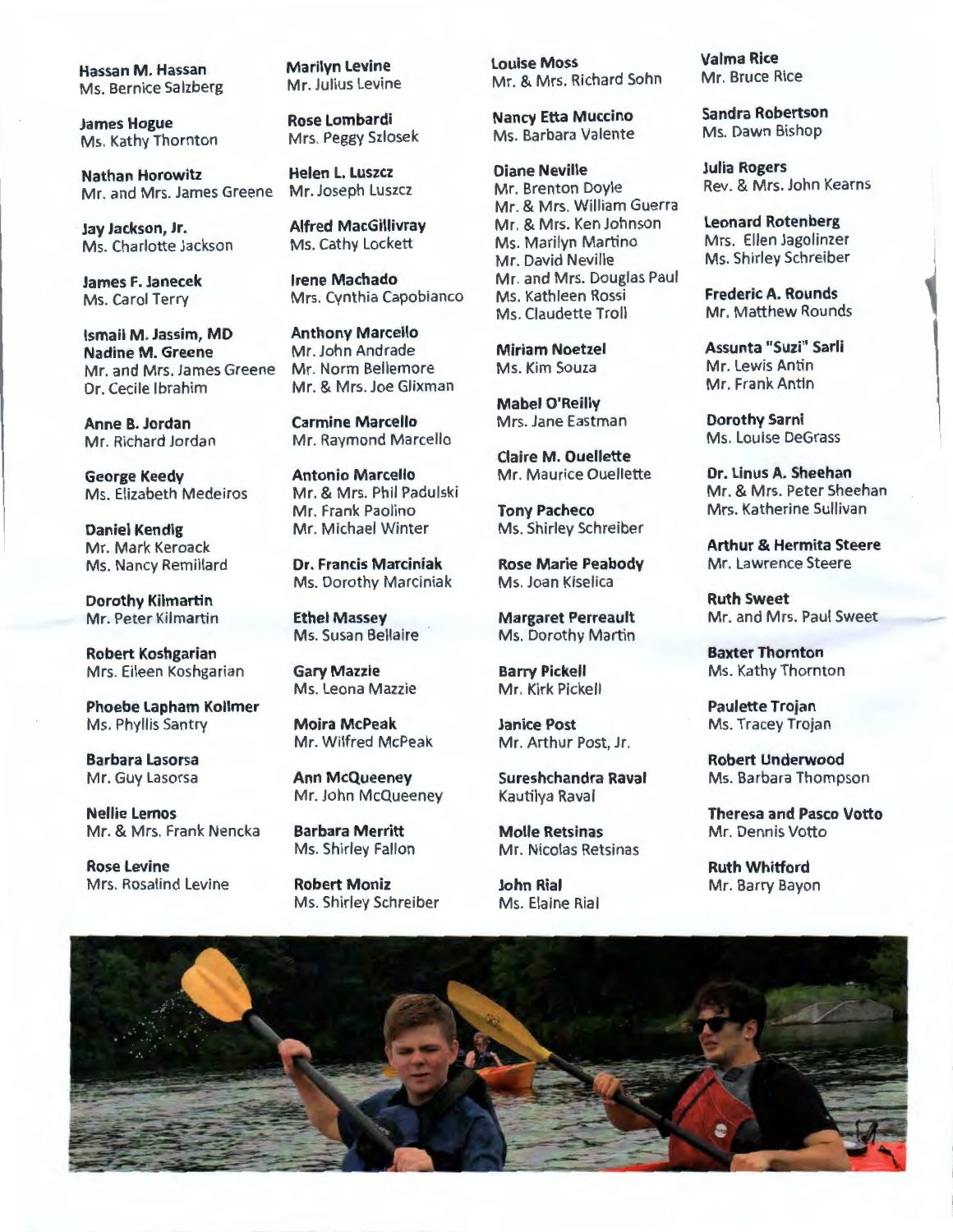**Hassan M. Hassan**
Ms. Bernice Salzberg

**James Hogue**
Ms. Kathy Thornton

**Nathan Horowitz**
Mr. and Mrs. James Greene

**Jay Jackson, Jr.**
Ms. Charlotte Jackson

**James F. Janecek**
Ms. Carol Terry

**Ismail M. Jassim, MD**
**Nadine M. Greene**
Mr. and Mrs. James Greene
Dr. Cecile Ibrahim

**Anne B. Jordan**
Mr. Richard Jordan

**George Keedy**
Ms. Elizabeth Medeiros

**Daniel Kendig**
Mr. Mark Keroack
Ms. Nancy Remillard

**Dorothy Kilmartin**
Mr. Peter Kilmartin

**Robert Koshgarian**
Mrs. Eileen Koshgarian

**Phoebe Lapham Kollmer**
Ms. Phyllis Santry

**Barbara Lasorsa**
Mr. Guy Lasorsa

**Nellie Lemos**
Mr. & Mrs. Frank Nencka

**Rose Levine**
Mrs. Rosalind Levine

**Marilyn Levine**
Mr. Julius Levine

**Rose Lombardi**
Mrs. Peggy Szlosek

**Helen L. Luszcz**
Mr. Joseph Luszcz

**Alfred MacGillivray**
Ms. Cathy Lockett

**Irene Machado**
Mrs. Cynthia Capobianco

**Anthony Marcello**
Mr. John Andrade
Mr. Norm Bellemore
Mr. & Mrs. Joe Glixman

**Carmine Marcello**
Mr. Raymond Marcello

**Antonio Marcello**
Mr. & Mrs. Phil Padulski
Mr. Frank Paolino
Mr. Michael Winter

**Dr. Francis Marciniak**
Ms. Dorothy Marciniak

**Ethel Massey**
Ms. Susan Bellaire

**Gary Mazzie**
Ms. Leona Mazzie

**Moira McPeak**
Mr. Wilfred McPeak

**Ann McQueeney**
Mr. John McQueeney

**Barbara Merritt**
Ms. Shirley Fallon

**Robert Moniz**
Ms. Shirley Schreiber

**Louise Moss**
Mr. & Mrs. Richard Sohn

**Nancy Etta Muccino**
Ms. Barbara Valente

**Diane Neville**
Mr. Brenton Doyle
Mr. & Mrs. William Guerra
Mr. & Mrs. Ken Johnson
Ms. Marilyn Martino
Mr. David Neville
Mr. and Mrs. Douglas Paul
Ms. Kathleen Rossi
Ms. Claudette Troll

**Miriam Noetzel**
Ms. Kim Souza

**Mabel O'Reilly**
Mrs. Jane Eastman

**Claire M. Ouellette**
Mr. Maurice Ouellette

**Tony Pacheco**
Ms. Shirley Schreiber

**Rose Marie Peabody**
Ms. Joan Kiselica

**Margaret Perreault**
Ms. Dorothy Martin

**Barry Pickell**
Mr. Kirk Pickell

**Janice Post**
Mr. Arthur Post, Jr.

**Sureshchandra Raval**
Kautilya Raval

**Molle Retsinas**
Mr. Nicolas Retsinas

**John Rial**
Ms. Elaine Rial

**Valma Rice**
Mr. Bruce Rice

**Sandra Robertson**
Ms. Dawn Bishop

**Julia Rogers**
Rev. & Mrs. John Kearns

**Leonard Rotenberg**
Mrs. Ellen Jagolinzer
Ms. Shirley Schreiber

**Frederic A. Rounds**
Mr. Matthew Rounds

**Assunta "Suzi" Sarli**
Mr. Lewis Antin
Mr. Frank Antin

**Dorothy Sarni**
Ms. Louise DeGrass

**Dr. Linus A. Sheehan**
Mr. & Mrs. Peter Sheehan
Mrs. Katherine Sullivan

**Arthur & Hermita Steere**
Mr. Lawrence Steere

**Ruth Sweet**
Mr. and Mrs. Paul Sweet

**Baxter Thornton**
Ms. Kathy Thornton

**Paulette Trojan**
Ms. Tracey Trojan

**Robert Underwood**
Ms. Barbara Thompson

**Theresa and Pasco Votto**
Mr. Dennis Votto

**Ruth Whitford**
Mr. Barry Bayon